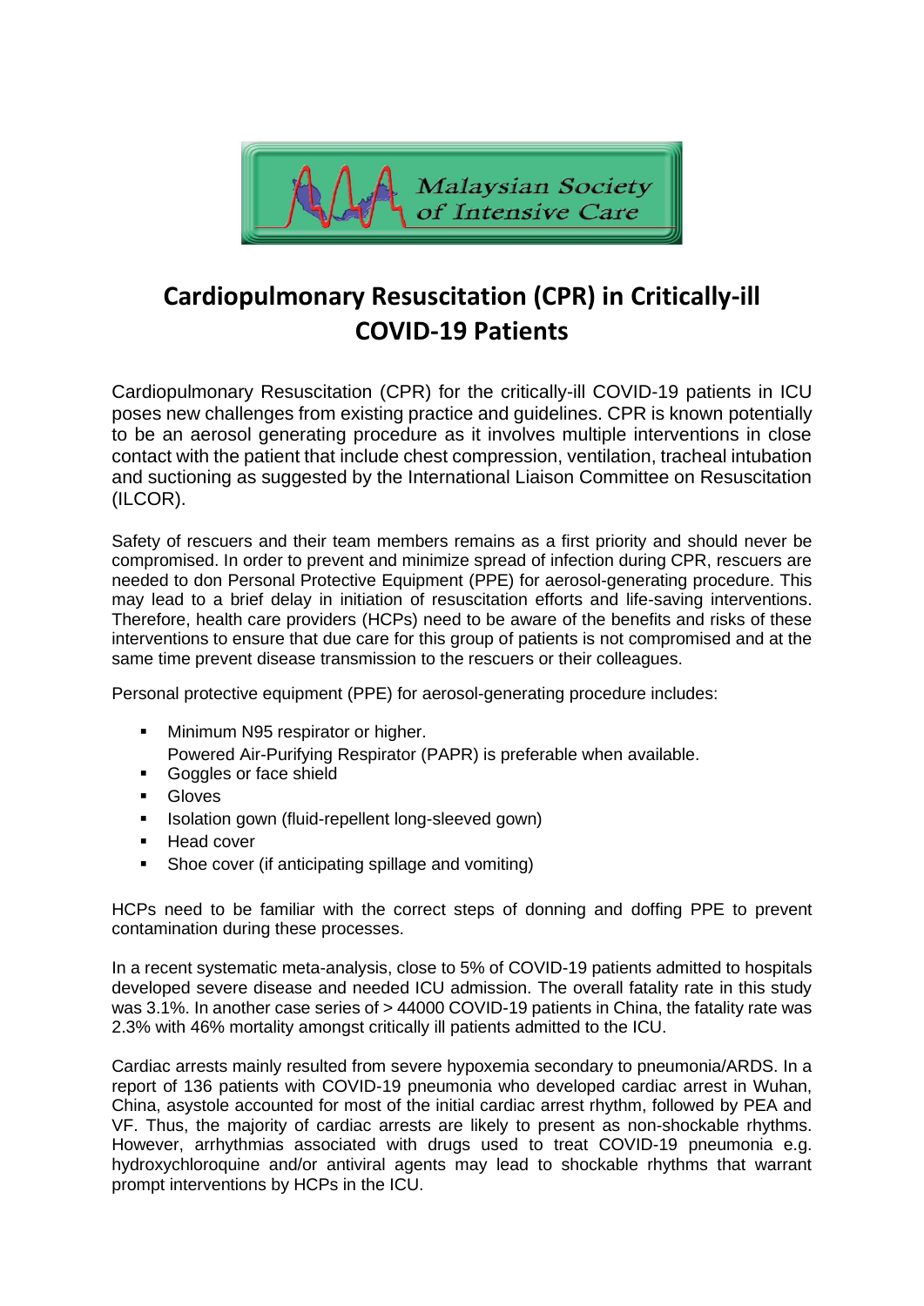Malaysian Society of Intensive Care

# Cardiopulmonary Resuscitation (CPR) in Critically-ill COVID-19 Patients

Cardiopulmonary Resuscitation (CPR) for the critically-ill COVID-19 patients in ICU poses new challenges from existing practice and guidelines. CPR is known potentially to be an aerosol generating procedure as it involves multiple interventions in close contact with the patient that include chest compression, ventilation, tracheal intubation and suctioning as suggested by the International Liaison Committee on Resuscitation (ILCOR).

Safety of rescuers and their team members remains as a first priority and should never be compromised. In order to prevent and minimize spread of infection during CPR, rescuers are needed to don Personal Protective Equipment (PPE) for aerosol-generating procedure. This may lead to a brief delay in initiation of resuscitation efforts and life-saving interventions. Therefore, health care providers (HCPs) need to be aware of the benefits and risks of these interventions to ensure that due care for this group of patients is not compromised and at the same time prevent disease transmission to the rescuers or their colleagues.

Personal protective equipment (PPE) for aerosol-generating procedure includes:

- Minimum N95 respirator or higher.
  Powered Air-Purifying Respirator (PAPR) is preferable when available.
- Goggles or face shield
- Gloves
- Isolation gown (fluid-repellent long-sleeved gown)
- Head cover
- Shoe cover (if anticipating spillage and vomiting)

HCPs need to be familiar with the correct steps of donning and doffing PPE to prevent contamination during these processes.

In a recent systematic meta-analysis, close to 5% of COVID-19 patients admitted to hospitals developed severe disease and needed ICU admission. The overall fatality rate in this study was 3.1%. In another case series of > 44000 COVID-19 patients in China, the fatality rate was 2.3% with 46% mortality amongst critically ill patients admitted to the ICU.

Cardiac arrests mainly resulted from severe hypoxemia secondary to pneumonia/ARDS. In a report of 136 patients with COVID-19 pneumonia who developed cardiac arrest in Wuhan, China, asystole accounted for most of the initial cardiac arrest rhythm, followed by PEA and VF. Thus, the majority of cardiac arrests are likely to present as non-shockable rhythms. However, arrhythmias associated with drugs used to treat COVID-19 pneumonia e.g. hydroxychloroquine and/or antiviral agents may lead to shockable rhythms that warrant prompt interventions by HCPs in the ICU.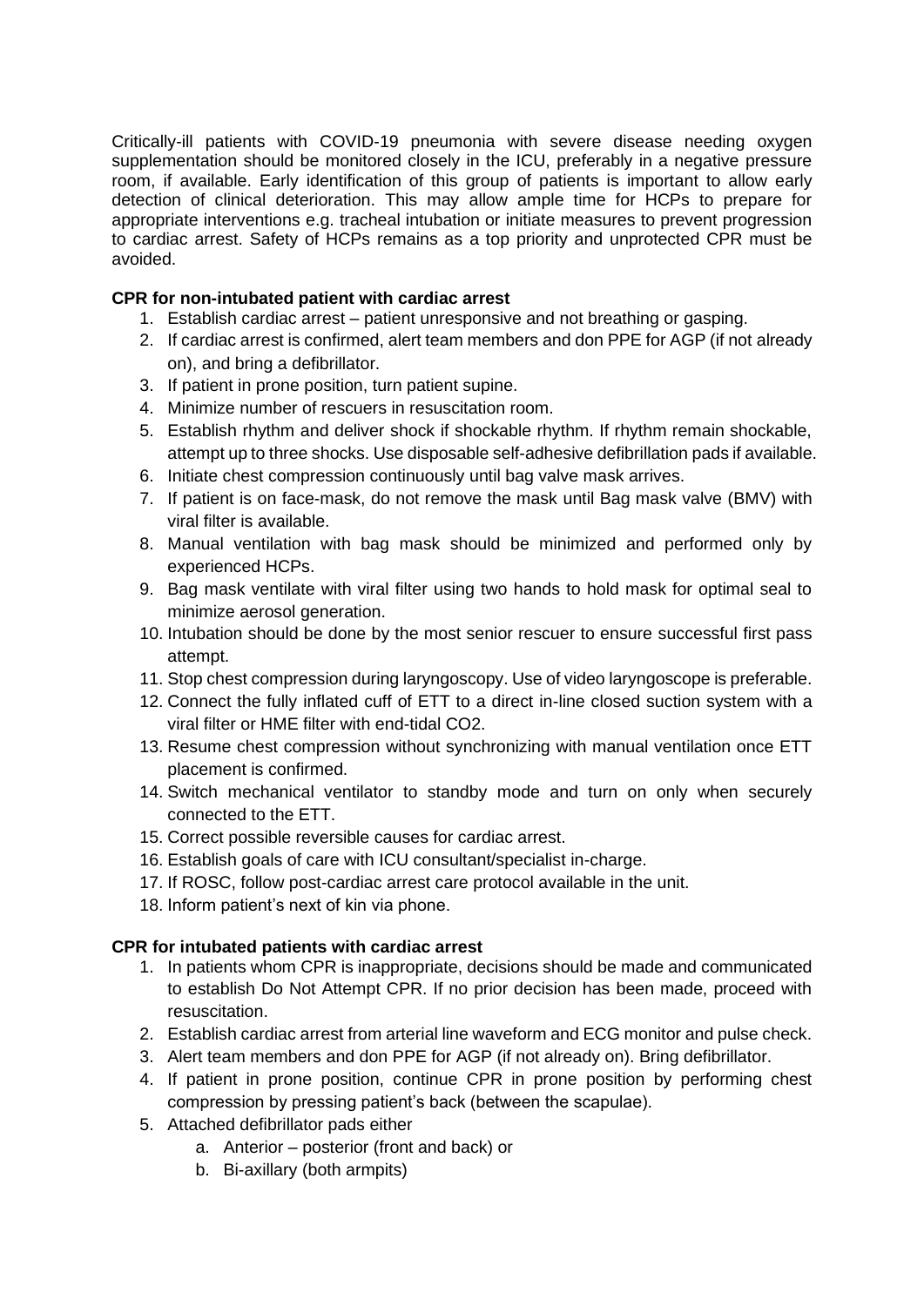Critically-ill patients with COVID-19 pneumonia with severe disease needing oxygen supplementation should be monitored closely in the ICU, preferably in a negative pressure room, if available. Early identification of this group of patients is important to allow early detection of clinical deterioration. This may allow ample time for HCPs to prepare for appropriate interventions e.g. tracheal intubation or initiate measures to prevent progression to cardiac arrest. Safety of HCPs remains as a top priority and unprotected CPR must be avoided.

**CPR for non-intubated patient with cardiac arrest**

1. Establish cardiac arrest – patient unresponsive and not breathing or gasping.
2. If cardiac arrest is confirmed, alert team members and don PPE for AGP (if not already on), and bring a defibrillator.
3. If patient in prone position, turn patient supine.
4. Minimize number of rescuers in resuscitation room.
5. Establish rhythm and deliver shock if shockable rhythm. If rhythm remain shockable, attempt up to three shocks. Use disposable self-adhesive defibrillation pads if available.
6. Initiate chest compression continuously until bag valve mask arrives.
7. If patient is on face-mask, do not remove the mask until Bag mask valve (BMV) with viral filter is available.
8. Manual ventilation with bag mask should be minimized and performed only by experienced HCPs.
9. Bag mask ventilate with viral filter using two hands to hold mask for optimal seal to minimize aerosol generation.
10. Intubation should be done by the most senior rescuer to ensure successful first pass attempt.
11. Stop chest compression during laryngoscopy. Use of video laryngoscope is preferable.
12. Connect the fully inflated cuff of ETT to a direct in-line closed suction system with a viral filter or HME filter with end-tidal CO2.
13. Resume chest compression without synchronizing with manual ventilation once ETT placement is confirmed.
14. Switch mechanical ventilator to standby mode and turn on only when securely connected to the ETT.
15. Correct possible reversible causes for cardiac arrest.
16. Establish goals of care with ICU consultant/specialist in-charge.
17. If ROSC, follow post-cardiac arrest care protocol available in the unit.
18. Inform patient's next of kin via phone.

**CPR for intubated patients with cardiac arrest**

1. In patients whom CPR is inappropriate, decisions should be made and communicated to establish Do Not Attempt CPR. If no prior decision has been made, proceed with resuscitation.
2. Establish cardiac arrest from arterial line waveform and ECG monitor and pulse check.
3. Alert team members and don PPE for AGP (if not already on). Bring defibrillator.
4. If patient in prone position, continue CPR in prone position by performing chest compression by pressing patient's back (between the scapulae).
5. Attached defibrillator pads either
   a. Anterior – posterior (front and back) or
   b. Bi-axillary (both armpits)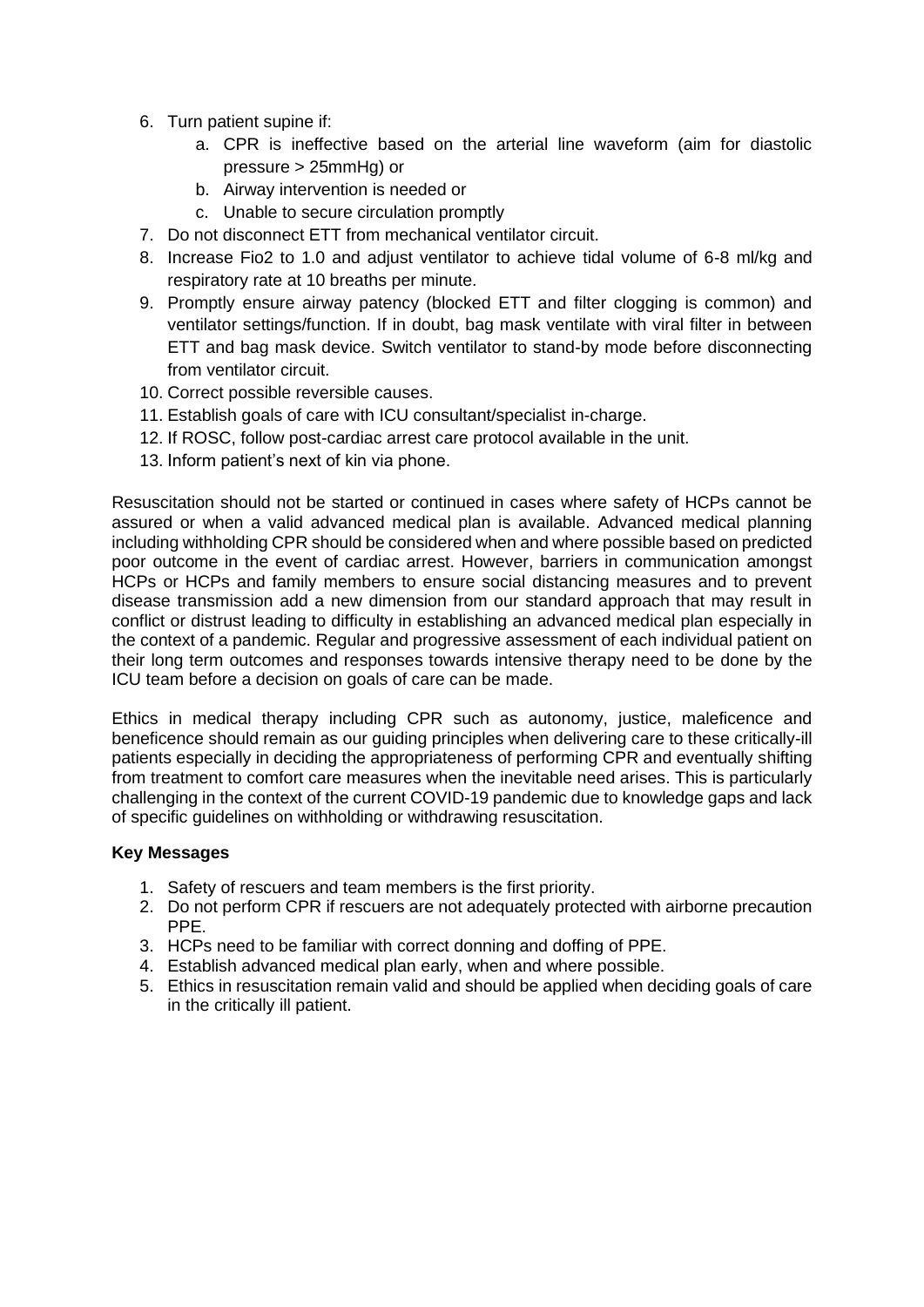6. Turn patient supine if:
    a. CPR is ineffective based on the arterial line waveform (aim for diastolic pressure > 25mmHg) or
    b. Airway intervention is needed or
    c. Unable to secure circulation promptly
7. Do not disconnect ETT from mechanical ventilator circuit.
8. Increase Fio2 to 1.0 and adjust ventilator to achieve tidal volume of 6-8 ml/kg and respiratory rate at 10 breaths per minute.
9. Promptly ensure airway patency (blocked ETT and filter clogging is common) and ventilator settings/function. If in doubt, bag mask ventilate with viral filter in between ETT and bag mask device. Switch ventilator to stand-by mode before disconnecting from ventilator circuit.
10. Correct possible reversible causes.
11. Establish goals of care with ICU consultant/specialist in-charge.
12. If ROSC, follow post-cardiac arrest care protocol available in the unit.
13. Inform patient's next of kin via phone.

Resuscitation should not be started or continued in cases where safety of HCPs cannot be assured or when a valid advanced medical plan is available. Advanced medical planning including withholding CPR should be considered when and where possible based on predicted poor outcome in the event of cardiac arrest. However, barriers in communication amongst HCPs or HCPs and family members to ensure social distancing measures and to prevent disease transmission add a new dimension from our standard approach that may result in conflict or distrust leading to difficulty in establishing an advanced medical plan especially in the context of a pandemic. Regular and progressive assessment of each individual patient on their long term outcomes and responses towards intensive therapy need to be done by the ICU team before a decision on goals of care can be made.

Ethics in medical therapy including CPR such as autonomy, justice, maleficence and beneficence should remain as our guiding principles when delivering care to these critically-ill patients especially in deciding the appropriateness of performing CPR and eventually shifting from treatment to comfort care measures when the inevitable need arises. This is particularly challenging in the context of the current COVID-19 pandemic due to knowledge gaps and lack of specific guidelines on withholding or withdrawing resuscitation.

**Key Messages**

1. Safety of rescuers and team members is the first priority.
2. Do not perform CPR if rescuers are not adequately protected with airborne precaution PPE.
3. HCPs need to be familiar with correct donning and doffing of PPE.
4. Establish advanced medical plan early, when and where possible.
5. Ethics in resuscitation remain valid and should be applied when deciding goals of care in the critically ill patient.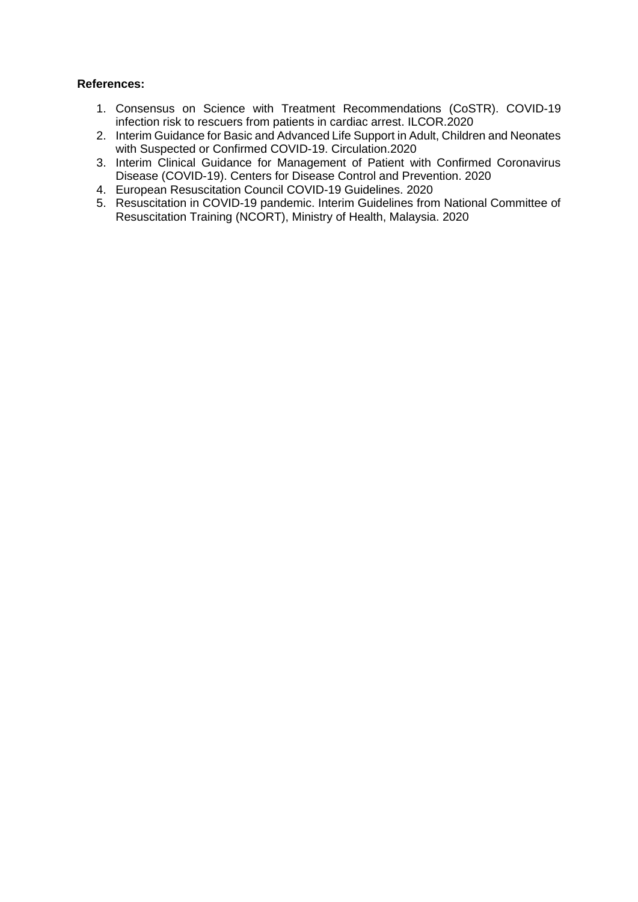**References:**

1. Consensus on Science with Treatment Recommendations (CoSTR). COVID-19 infection risk to rescuers from patients in cardiac arrest. ILCOR.2020
2. Interim Guidance for Basic and Advanced Life Support in Adult, Children and Neonates with Suspected or Confirmed COVID-19. Circulation.2020
3. Interim Clinical Guidance for Management of Patient with Confirmed Coronavirus Disease (COVID-19). Centers for Disease Control and Prevention. 2020
4. European Resuscitation Council COVID-19 Guidelines. 2020
5. Resuscitation in COVID-19 pandemic. Interim Guidelines from National Committee of Resuscitation Training (NCORT), Ministry of Health, Malaysia. 2020